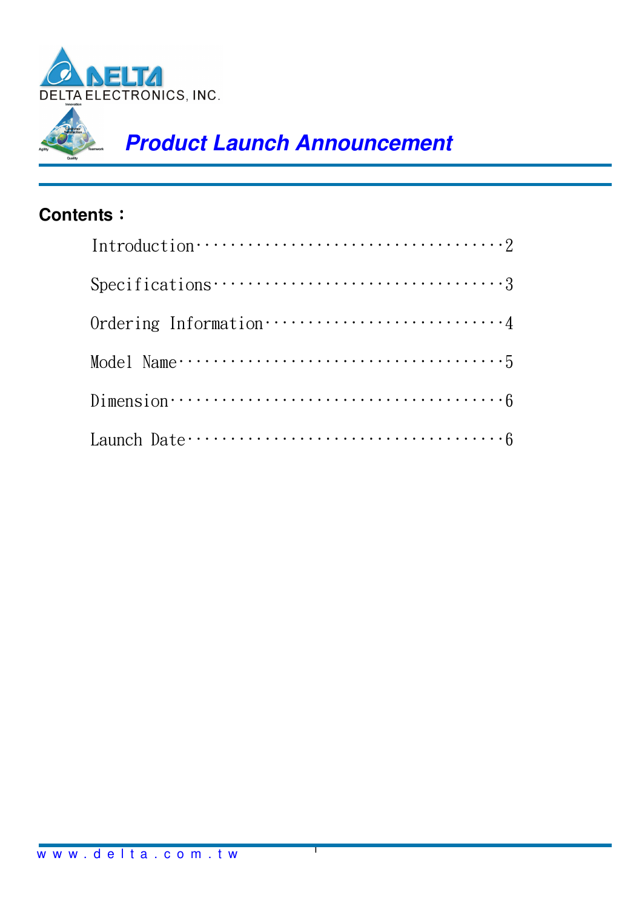DELTA ELECTRONICS, INC.

# Product Launch Announcement

**Contents：**

Introduction····································2

Specifications··································3

Ordering Information····························4

Model Name······································5

Dimension·······································6

Launch Date·····································6

www.delta.com.tw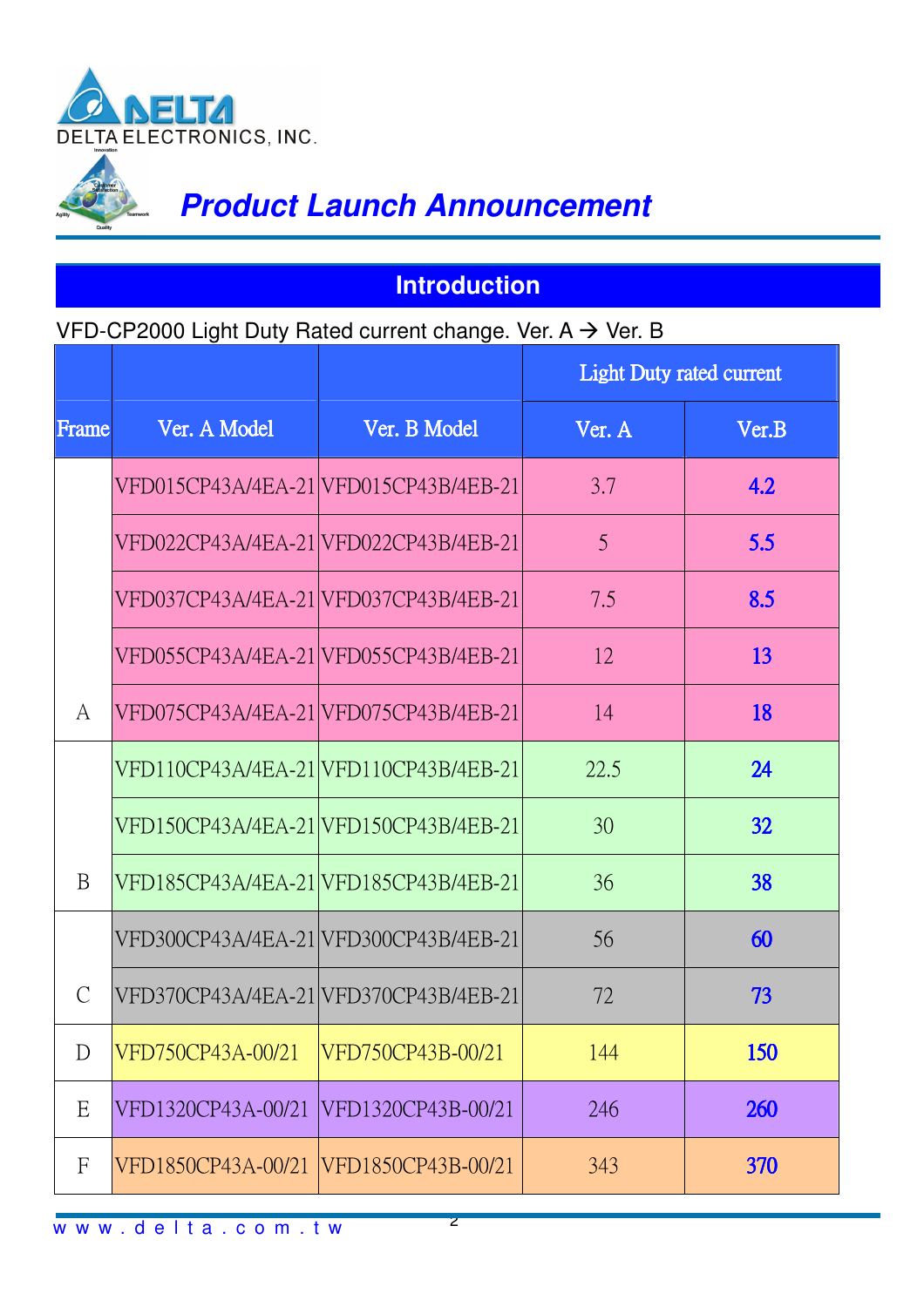## Introduction

VFD-CP2000 Light Duty Rated current change. Ver. A → Ver. B

| Frame | Ver. A Model | Ver. B Model | Light Duty rated current | |
|---|---|---|---|---|
| | | | Ver. A | Ver.B |
| A | VFD015CP43A/4EA-21 | VFD015CP43B/4EB-21 | 3.7 | **4.2** |
| | VFD022CP43A/4EA-21 | VFD022CP43B/4EB-21 | 5 | **5.5** |
| | VFD037CP43A/4EA-21 | VFD037CP43B/4EB-21 | 7.5 | **8.5** |
| | VFD055CP43A/4EA-21 | VFD055CP43B/4EB-21 | 12 | **13** |
| | VFD075CP43A/4EA-21 | VFD075CP43B/4EB-21 | 14 | **18** |
| B | VFD110CP43A/4EA-21 | VFD110CP43B/4EB-21 | 22.5 | **24** |
| | VFD150CP43A/4EA-21 | VFD150CP43B/4EB-21 | 30 | **32** |
| | VFD185CP43A/4EA-21 | VFD185CP43B/4EB-21 | 36 | **38** |
| C | VFD300CP43A/4EA-21 | VFD300CP43B/4EB-21 | 56 | **60** |
| | VFD370CP43A/4EA-21 | VFD370CP43B/4EB-21 | 72 | **73** |
| D | VFD750CP43A-00/21 | VFD750CP43B-00/21 | 144 | **150** |
| E | VFD1320CP43A-00/21 | VFD1320CP43B-00/21 | 246 | **260** |
| F | VFD1850CP43A-00/21 | VFD1850CP43B-00/21 | 343 | **370** |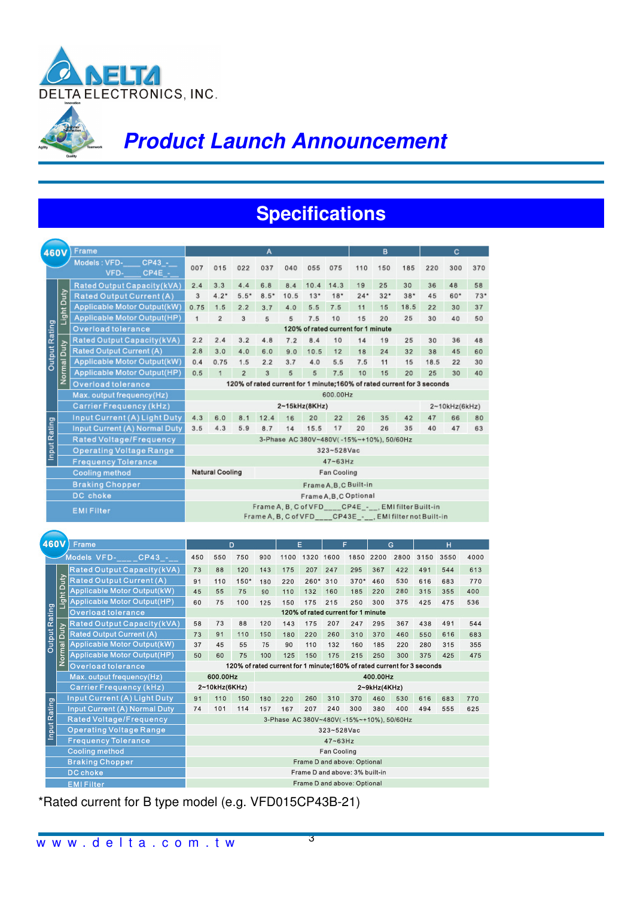# Product Launch Announcement

## Specifications

| 460V | | Frame | A | | | | | | | B | | | C | | |
|---|---|---|---|---|---|---|---|---|---|---|---|---|---|---|---|
| | | Models : VFD-____CP43_-__ VFD-____CP4E_-__ | 007 | 015 | 022 | 037 | 040 | 055 | 075 | 110 | 150 | 185 | 220 | 300 | 370 |
| Output Rating | Light Duty | Rated Output Capacity(kVA) | 2.4 | 3.3 | 4.4 | 6.8 | 8.4 | 10.4 | 14.3 | 19 | 25 | 30 | 36 | 48 | 58 |
| | | Rated Output Current (A) | 3 | 4.2* | 5.5* | 8.5* | 10.5 | 13* | 18* | 24* | 32* | 38* | 45 | 60* | 73* |
| | | Applicable Motor Output(kW) | 0.75 | 1.5 | 2.2 | 3.7 | 4.0 | 5.5 | 7.5 | 11 | 15 | 18.5 | 22 | 30 | 37 |
| | | Applicable Motor Output(HP) | 1 | 2 | 3 | 5 | 5 | 7.5 | 10 | 15 | 20 | 25 | 30 | 40 | 50 |
| | | Overload tolerance | 120% of rated current for 1 minute | | | | | | | | | | | | |
| | Normal Duty | Rated Output Capacity(kVA) | 2.2 | 2.4 | 3.2 | 4.8 | 7.2 | 8.4 | 10 | 14 | 19 | 25 | 30 | 36 | 48 |
| | | Rated Output Current (A) | 2.8 | 3.0 | 4.0 | 6.0 | 9.0 | 10.5 | 12 | 18 | 24 | 32 | 38 | 45 | 60 |
| | | Applicable Motor Output(kW) | 0.4 | 0.75 | 1.5 | 2.2 | 3.7 | 4.0 | 5.5 | 7.5 | 11 | 15 | 18.5 | 22 | 30 |
| | | Applicable Motor Output(HP) | 0.5 | 1 | 2 | 3 | 5 | 5 | 7.5 | 10 | 15 | 20 | 25 | 30 | 40 |
| | | Overload tolerance | 120% of rated current for 1 minute;160% of rated current for 3 seconds | | | | | | | | | | | | |
| | | Max. output frequency(Hz) | 600.00Hz | | | | | | | | | | | | |
| | | Carrier Frequency (kHz) | 2~15kHz(8KHz) | | | | | | | | | | 2~10kHz(6kHz) | | |
| Input Rating | | Input Current (A) Light Duty | 4.3 | 6.0 | 8.1 | 12.4 | 16 | 20 | 22 | 26 | 35 | 42 | 47 | 66 | 80 |
| | | Input Current (A) Normal Duty | 3.5 | 4.3 | 5.9 | 8.7 | 14 | 15.5 | 17 | 20 | 26 | 35 | 40 | 47 | 63 |
| | | Rated Voltage/Frequency | 3-Phase AC 380V~480V( -15%~+10%), 50/60Hz | | | | | | | | | | | | |
| | | Operating Voltage Range | 323~528Vac | | | | | | | | | | | | |
| | | Frequency Tolerance | 47~63Hz | | | | | | | | | | | | |
| | | Cooling method | Natural Cooling | | | Fan Cooling | | | | | | | | | |
| | | Braking Chopper | Frame A,B,C Built-in | | | | | | | | | | | | |
| | | DC choke | Frame A,B,C Optional | | | | | | | | | | | | |
| | | EMI Filter | Frame A, B, C of VFD____CP4E_-__, EMI filter Built-in<br>Frame A, B, C of VFD____CP43E_-__, EMI filter not Built-in | | | | | | | | | | | | |

| 460V | | Frame | D | | | | E | | F | | G | | H | | |
|---|---|---|---|---|---|---|---|---|---|---|---|---|---|---|---|
| | | Models VFD-____CP43_-__ | 450 | 550 | 750 | 900 | 1100 | 1320 | 1600 | 1850 | 2200 | 2800 | 3150 | 3550 | 4000 |
| Output Rating | Light Duty | Rated Output Capacity(kVA) | 73 | 88 | 120 | 143 | 175 | 207 | 247 | 295 | 367 | 422 | 491 | 544 | 613 |
| | | Rated Output Current (A) | 91 | 110 | 150* | 180 | 220 | 260* | 310 | 370* | 460 | 530 | 616 | 683 | 770 |
| | | Applicable Motor Output(kW) | 45 | 55 | 75 | 90 | 110 | 132 | 160 | 185 | 220 | 280 | 315 | 355 | 400 |
| | | Applicable Motor Output(HP) | 60 | 75 | 100 | 125 | 150 | 175 | 215 | 250 | 300 | 375 | 425 | 475 | 536 |
| | | Overload tolerance | 120% of rated current for 1 minute | | | | | | | | | | | | |
| | Normal Duty | Rated Output Capacity(kVA) | 58 | 73 | 88 | 120 | 143 | 175 | 207 | 247 | 295 | 367 | 438 | 491 | 544 |
| | | Rated Output Current (A) | 73 | 91 | 110 | 150 | 180 | 220 | 260 | 310 | 370 | 460 | 550 | 616 | 683 |
| | | Applicable Motor Output(kW) | 37 | 45 | 55 | 75 | 90 | 110 | 132 | 160 | 185 | 220 | 280 | 315 | 355 |
| | | Applicable Motor Output(HP) | 50 | 60 | 75 | 100 | 125 | 150 | 175 | 215 | 250 | 300 | 375 | 425 | 475 |
| | | Overload tolerance | 120% of rated current for 1 minute;160% of rated current for 3 seconds | | | | | | | | | | | | |
| | | Max. output frequency(Hz) | 600.00Hz | | | 400.00Hz | | | | | | | | | |
| | | Carrier Frequency (kHz) | 2~10kHz(6KHz) | | | 2~9kHz(4KHz) | | | | | | | | | |
| Input Rating | | Input Current (A) Light Duty | 91 | 110 | 150 | 180 | 220 | 260 | 310 | 370 | 460 | 530 | 616 | 683 | 770 |
| | | Input Current (A) Normal Duty | 74 | 101 | 114 | 157 | 167 | 207 | 240 | 300 | 380 | 400 | 494 | 555 | 625 |
| | | Rated Voltage/Frequency | 3-Phase AC 380V~480V( -15%~+10%), 50/60Hz | | | | | | | | | | | | |
| | | Operating Voltage Range | 323~528Vac | | | | | | | | | | | | |
| | | Frequency Tolerance | 47~63Hz | | | | | | | | | | | | |
| | | Cooling method | Fan Cooling | | | | | | | | | | | | |
| | | Braking Chopper | Frame D and above: Optional | | | | | | | | | | | | |
| | | DC choke | Frame D and above: 3% built-in | | | | | | | | | | | | |
| | | EMI Filter | Frame D and above: Optional | | | | | | | | | | | | |

*Rated current for B type model (e.g. VFD015CP43B-21)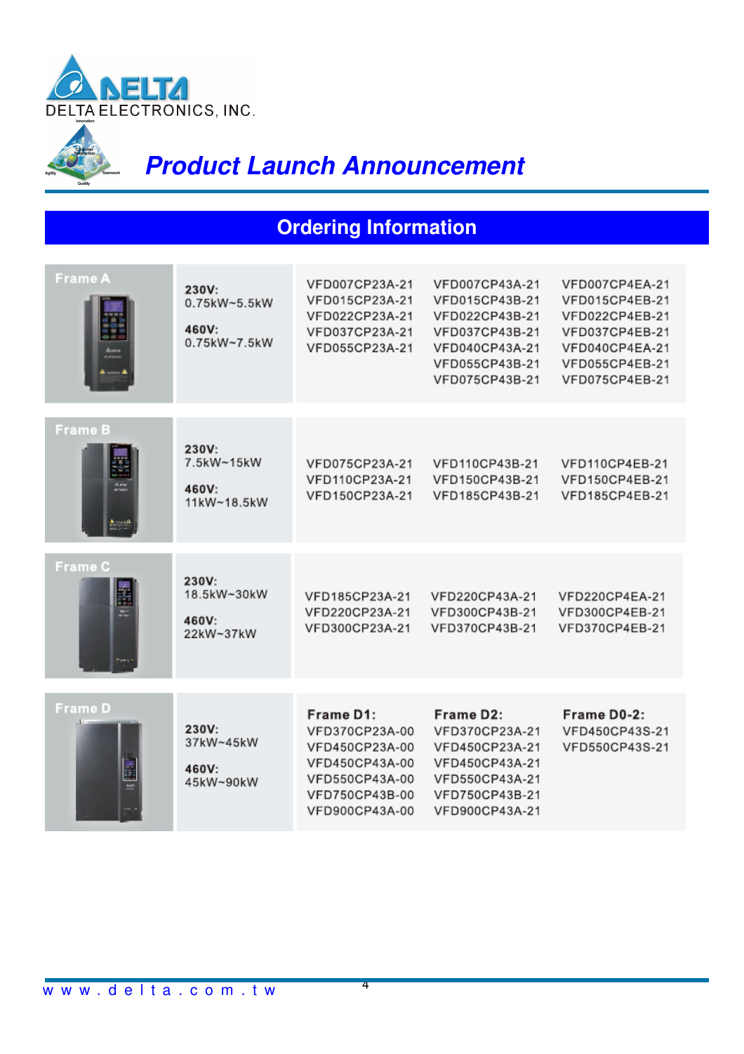DELTA ELECTRONICS, INC.

# Product Launch Announcement

## Ordering Information

| Frame | Voltage / Power | Models | | |
|---|---|---|---|---|
| Frame A | **230V:** 0.75kW~5.5kW<br>**460V:** 0.75kW~7.5kW | VFD007CP23A-21<br>VFD015CP23A-21<br>VFD022CP23A-21<br>VFD037CP23A-21<br>VFD055CP23A-21 | VFD007CP43A-21<br>VFD015CP43B-21<br>VFD022CP43B-21<br>VFD037CP43B-21<br>VFD040CP43A-21<br>VFD055CP43B-21<br>VFD075CP43B-21 | VFD007CP4EA-21<br>VFD015CP4EB-21<br>VFD022CP4EB-21<br>VFD037CP4EB-21<br>VFD040CP4EA-21<br>VFD055CP4EB-21<br>VFD075CP4EB-21 |
| Frame B | **230V:** 7.5kW~15kW<br>**460V:** 11kW~18.5kW | VFD075CP23A-21<br>VFD110CP23A-21<br>VFD150CP23A-21 | VFD110CP43B-21<br>VFD150CP43B-21<br>VFD185CP43B-21 | VFD110CP4EB-21<br>VFD150CP4EB-21<br>VFD185CP4EB-21 |
| Frame C | **230V:** 18.5kW~30kW<br>**460V:** 22kW~37kW | VFD185CP23A-21<br>VFD220CP23A-21<br>VFD300CP23A-21 | VFD220CP43A-21<br>VFD300CP43B-21<br>VFD370CP43B-21 | VFD220CP4EA-21<br>VFD300CP4EB-21<br>VFD370CP4EB-21 |
| Frame D | **230V:** 37kW~45kW<br>**460V:** 45kW~90kW | **Frame D1:**<br>VFD370CP23A-00<br>VFD450CP23A-00<br>VFD450CP43A-00<br>VFD550CP43A-00<br>VFD750CP43B-00<br>VFD900CP43A-00 | **Frame D2:**<br>VFD370CP23A-21<br>VFD450CP23A-21<br>VFD450CP43A-21<br>VFD550CP43A-21<br>VFD750CP43B-21<br>VFD900CP43A-21 | **Frame D0-2:**<br>VFD450CP43S-21<br>VFD550CP43S-21 |

www.delta.com.tw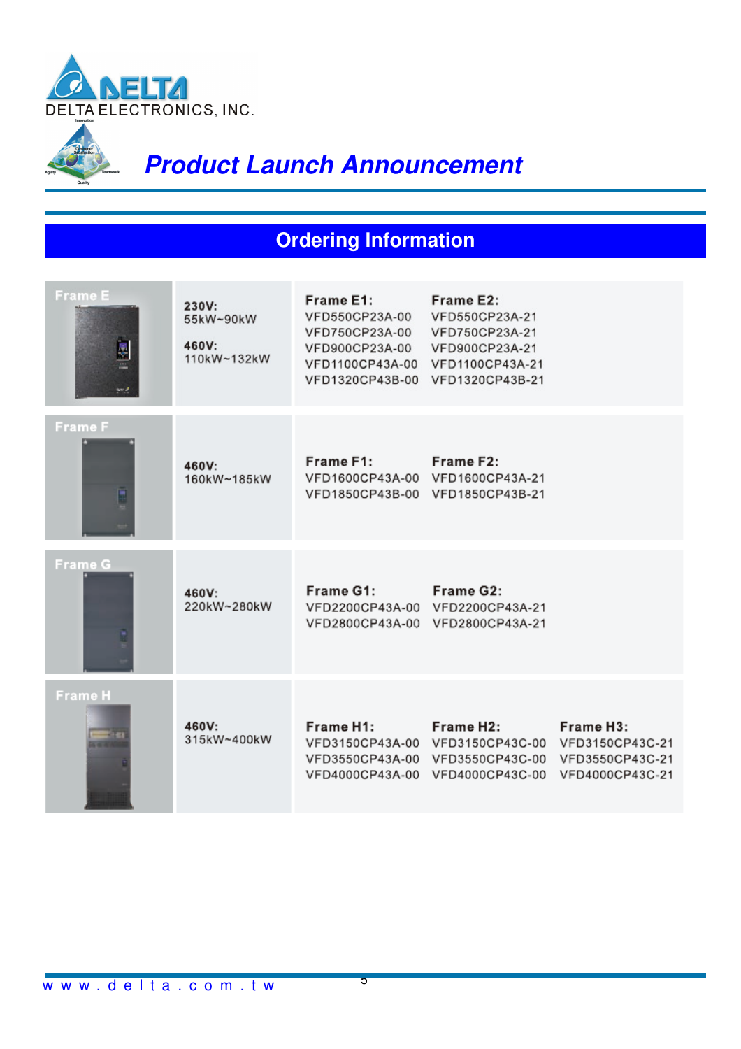# Product Launch Announcement

## Ordering Information

| Frame | Voltage / Power | Models | | |
|---|---|---|---|---|
| Frame E | **230V:** 55kW~90kW<br>**460V:** 110kW~132kW | **Frame E1:**<br>VFD550CP23A-00<br>VFD750CP23A-00<br>VFD900CP23A-00<br>VFD1100CP43A-00<br>VFD1320CP43B-00 | **Frame E2:**<br>VFD550CP23A-21<br>VFD750CP23A-21<br>VFD900CP23A-21<br>VFD1100CP43A-21<br>VFD1320CP43B-21 | |
| Frame F | **460V:** 160kW~185kW | **Frame F1:**<br>VFD1600CP43A-00<br>VFD1850CP43B-00 | **Frame F2:**<br>VFD1600CP43A-21<br>VFD1850CP43B-21 | |
| Frame G | **460V:** 220kW~280kW | **Frame G1:**<br>VFD2200CP43A-00<br>VFD2800CP43A-00 | **Frame G2:**<br>VFD2200CP43A-21<br>VFD2800CP43A-21 | |
| Frame H | **460V:** 315kW~400kW | **Frame H1:**<br>VFD3150CP43A-00<br>VFD3550CP43A-00<br>VFD4000CP43A-00 | **Frame H2:**<br>VFD3150CP43C-00<br>VFD3550CP43C-00<br>VFD4000CP43C-00 | **Frame H3:**<br>VFD3150CP43C-21<br>VFD3550CP43C-21<br>VFD4000CP43C-21 |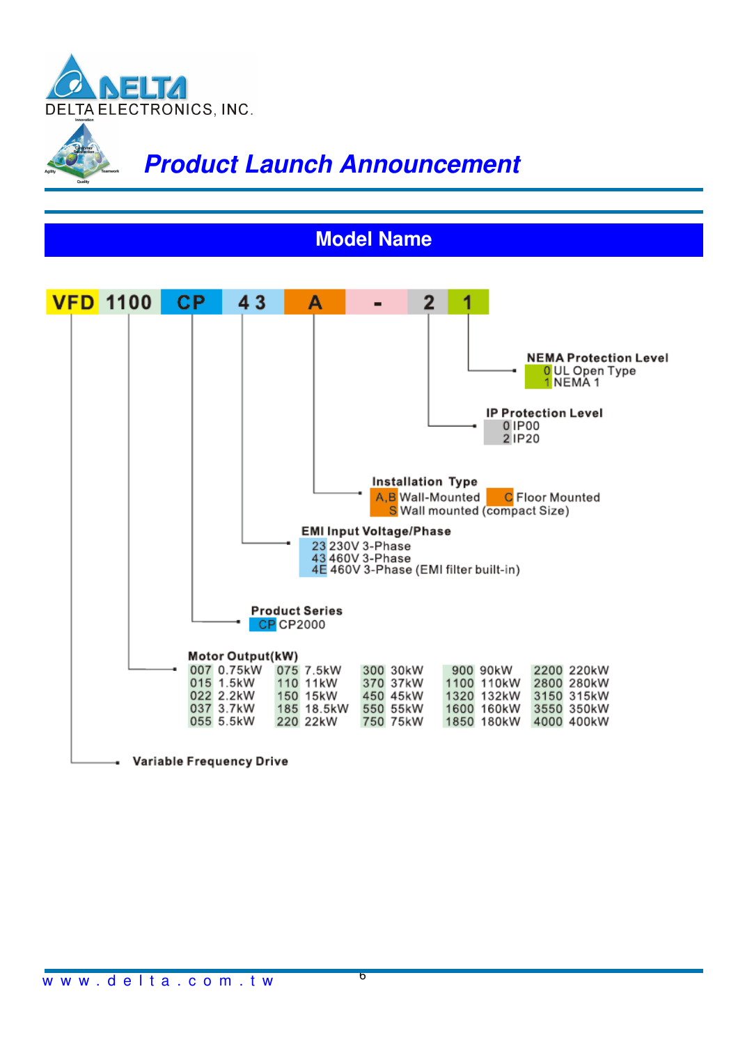DELTA ELECTRONICS, INC.

# Product Launch Announcement

## Model Name

| VFD | 1100 | CP | 43 | A | - | 2 | 1 |
|---|---|---|---|---|---|---|---|

**NEMA Protection Level**

| Code | Description |
|---|---|
| 0 | UL Open Type |
| 1 | NEMA 1 |

**IP Protection Level**

| Code | Description |
|---|---|
| 0 | IP00 |
| 2 | IP20 |

**Installation Type**

| Code | Description |
|---|---|
| A,B | Wall-Mounted |
| C | Floor Mounted |
| S | Wall mounted (compact Size) |

**EMI Input Voltage/Phase**

| Code | Description |
|---|---|
| 23 | 230V 3-Phase |
| 43 | 460V 3-Phase |
| 4E | 460V 3-Phase (EMI filter built-in) |

**Product Series**

| Code | Description |
|---|---|
| CP | CP2000 |

**Motor Output(kW)**

| Code | Output | Code | Output | Code | Output | Code | Output | Code | Output |
|---|---|---|---|---|---|---|---|---|---|
| 007 | 0.75kW | 075 | 7.5kW | 300 | 30kW | 900 | 90kW | 2200 | 220kW |
| 015 | 1.5kW | 110 | 11kW | 370 | 37kW | 1100 | 110kW | 2800 | 280kW |
| 022 | 2.2kW | 150 | 15kW | 450 | 45kW | 1320 | 132kW | 3150 | 315kW |
| 037 | 3.7kW | 185 | 18.5kW | 550 | 55kW | 1600 | 160kW | 3550 | 350kW |
| 055 | 5.5kW | 220 | 22kW | 750 | 75kW | 1850 | 180kW | 4000 | 400kW |

**Variable Frequency Drive**

www.delta.com.tw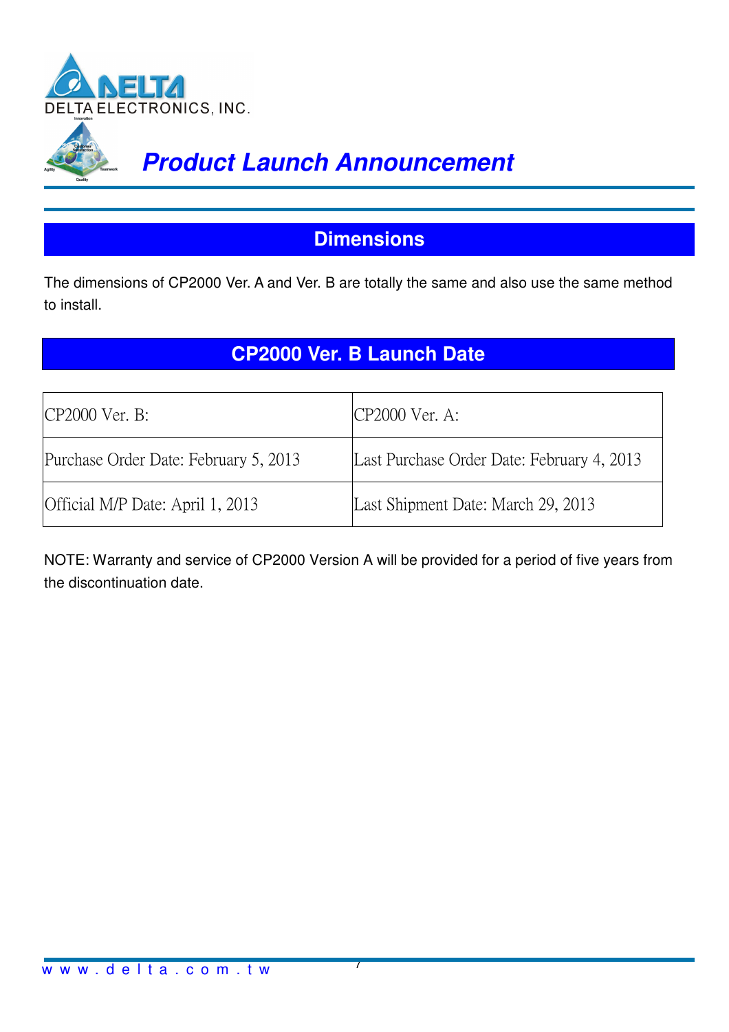## Dimensions

The dimensions of CP2000 Ver. A and Ver. B are totally the same and also use the same method to install.

## CP2000 Ver. B Launch Date

| | |
|---|---|
| CP2000 Ver. B: | CP2000 Ver. A: |
| Purchase Order Date: February 5, 2013 | Last Purchase Order Date: February 4, 2013 |
| Official M/P Date: April 1, 2013 | Last Shipment Date: March 29, 2013 |

NOTE: Warranty and service of CP2000 Version A will be provided for a period of five years from the discontinuation date.